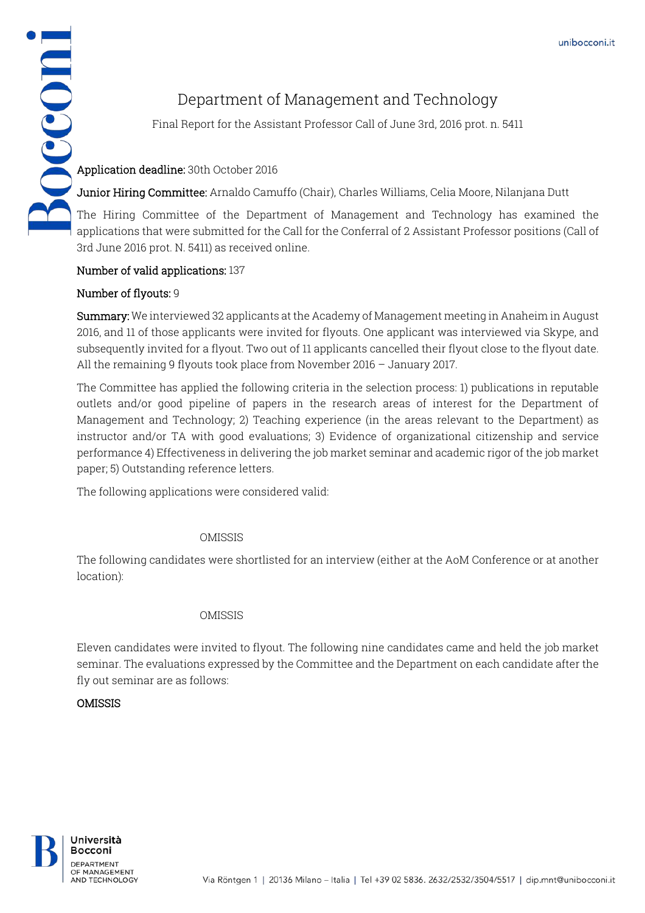# Department of Management and Technology

Final Report for the Assistant Professor Call of June 3rd, 2016 prot. n. 5411

**Application deadline:** 30th October 2016

**Junior Hiring Committee:** Arnaldo Camuffo (Chair), Charles Williams, Celia Moore, Nilanjana Dutt

The Hiring Committee of the Department of Management and Technology has examined the applications that were submitted for the Call for the Conferral of 2 Assistant Professor positions (Call of 3rd June 2016 prot. N. 5411) as received online.

**Number of valid applications:** 137

**Number of flyouts:** 9

**Summary:** We interviewed 32 applicants at the Academy of Management meeting in Anaheim in August 2016, and 11 of those applicants were invited for flyouts. One applicant was interviewed via Skype, and subsequently invited for a flyout. Two out of 11 applicants cancelled their flyout close to the flyout date. All the remaining 9 flyouts took place from November 2016 – January 2017.

The Committee has applied the following criteria in the selection process: 1) publications in reputable outlets and/or good pipeline of papers in the research areas of interest for the Department of Management and Technology; 2) Teaching experience (in the areas relevant to the Department) as instructor and/or TA with good evaluations; 3) Evidence of organizational citizenship and service performance 4) Effectiveness in delivering the job market seminar and academic rigor of the job market paper; 5) Outstanding reference letters.

The following applications were considered valid:

OMISSIS

The following candidates were shortlisted for an interview (either at the AoM Conference or at another location):

OMISSIS

Eleven candidates were invited to flyout. The following nine candidates came and held the job market seminar. The evaluations expressed by the Committee and the Department on each candidate after the fly out seminar are as follows:

**OMISSIS**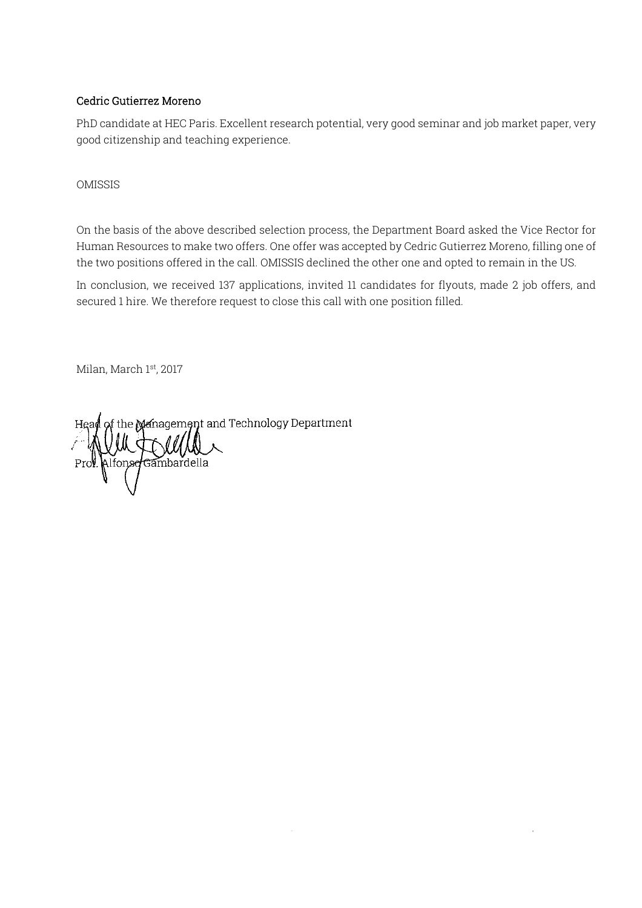Cedric Gutierrez Moreno

PhD candidate at HEC Paris. Excellent research potential, very good seminar and job market paper, very good citizenship and teaching experience.

OMISSIS

On the basis of the above described selection process, the Department Board asked the Vice Rector for Human Resources to make two offers. One offer was accepted by Cedric Gutierrez Moreno, filling one of the two positions offered in the call. OMISSIS declined the other one and opted to remain in the US.

In conclusion, we received 137 applications, invited 11 candidates for flyouts, made 2 job offers, and secured 1 hire. We therefore request to close this call with one position filled.

Milan, March 1st, 2017

Head of the Management and Technology Department

Prof. Alfonso Gambardella